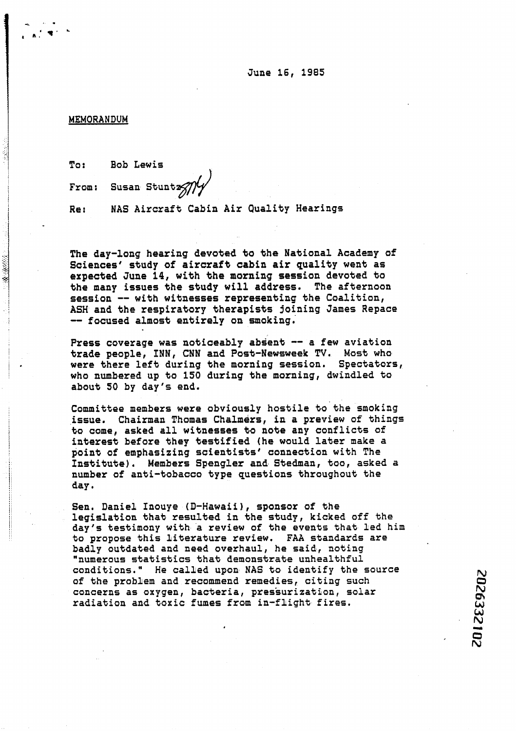June 16, 1985

MEMORANDUM

To: Bob Lewis

From: Susan Stuntz

Re: NAS Aircraft Cabin Air Quality Hearings

The day-long hearing devoted to the National Academy of Sciences' study of aircraft cabin air quality went as expected June 14, with the morning session devoted to the many issues the study will address. The afternoon session -- with witnesses representing the Coalition, ASH and the respiratory therapists joining James Repace -- focused almost entirely on smoking.

Press coverage was noticeably absent -- a few aviation trade people, INN, CNN and Post-Newsweek TV. Most who were there left during the morning session. Spectators, who numbered up to 150 during the morning, dwindled to about 50 by day's end.

Committee members were obviously hostile to the smoking issue. Chairman Thomas Chalmers, in a preview of things to come, asked all witnesses to note any conflicts of interest before they testified (he would later make a point of emphasizing scientists' connection with The Institute). Members Spengler and Stedman, too, asked a number of anti-tobacco type questions throughout the day.

Sen. Daniel Inouye (D-Hawaii), sponsor of the legislation that resulted in the study, kicked off the day's testimony with a review of the events that led him to propose this literature review. FAA standards are badly outdated and need overhaul, he said, noting "numerous statistics that demonstrate unhealthful conditions." He called upon NAS to identify the source of the problem and recommend remedies, citing such concerns as oxygen, bacteria, pressurization, solar radiation and toxic fumes from in-flight fires.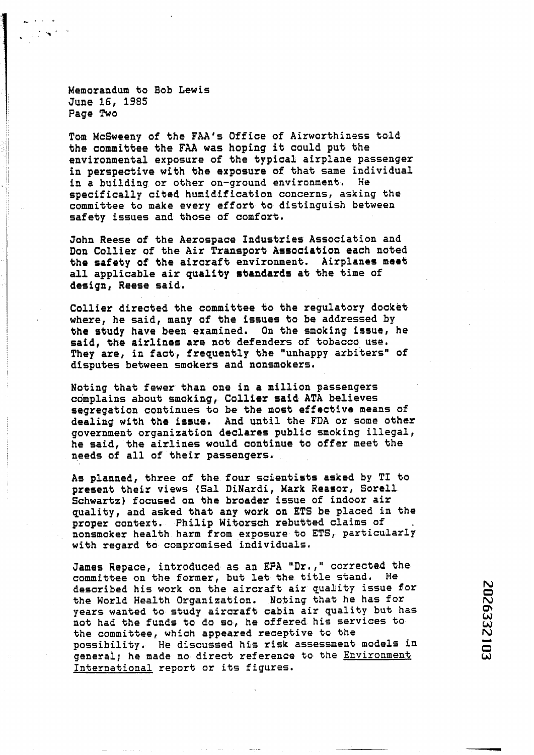Memorandum to Bob Lewis
June 16, 1985
Page Two

Tom McSweeny of the FAA's Office of Airworthiness told the committee the FAA was hoping it could put the environmental exposure of the typical airplane passenger in perspective with the exposure of that same individual in a building or other on-ground environment. He specifically cited humidification concerns, asking the committee to make every effort to distinguish between safety issues and those of comfort.

John Reese of the Aerospace Industries Association and Don Collier of the Air Transport Association each noted the safety of the aircraft environment. Airplanes meet all applicable air quality standards at the time of design, Reese said.

Collier directed the committee to the regulatory docket where, he said, many of the issues to be addressed by the study have been examined. On the smoking issue, he said, the airlines are not defenders of tobacco use. They are, in fact, frequently the "unhappy arbiters" of disputes between smokers and nonsmokers.

Noting that fewer than one in a million passengers complains about smoking, Collier said ATA believes segregation continues to be the most effective means of dealing with the issue. And until the FDA or some other government organization declares public smoking illegal, he said, the airlines would continue to offer meet the needs of all of their passengers.

As planned, three of the four scientists asked by TI to present their views (Sal DiNardi, Mark Reasor, Sorell Schwartz) focused on the broader issue of indoor air quality, and asked that any work on ETS be placed in the proper context. Philip Witorsch rebutted claims of nonsmoker health harm from exposure to ETS, particularly with regard to compromised individuals.

James Repace, introduced as an EPA "Dr.," corrected the committee on the former, but let the title stand. He described his work on the aircraft air quality issue for the World Health Organization. Noting that he has for years wanted to study aircraft cabin air quality but has not had the funds to do so, he offered his services to the committee, which appeared receptive to the possibility. He discussed his risk assessment models in general; he made no direct reference to the _Environment International_ report or its figures.

2026332103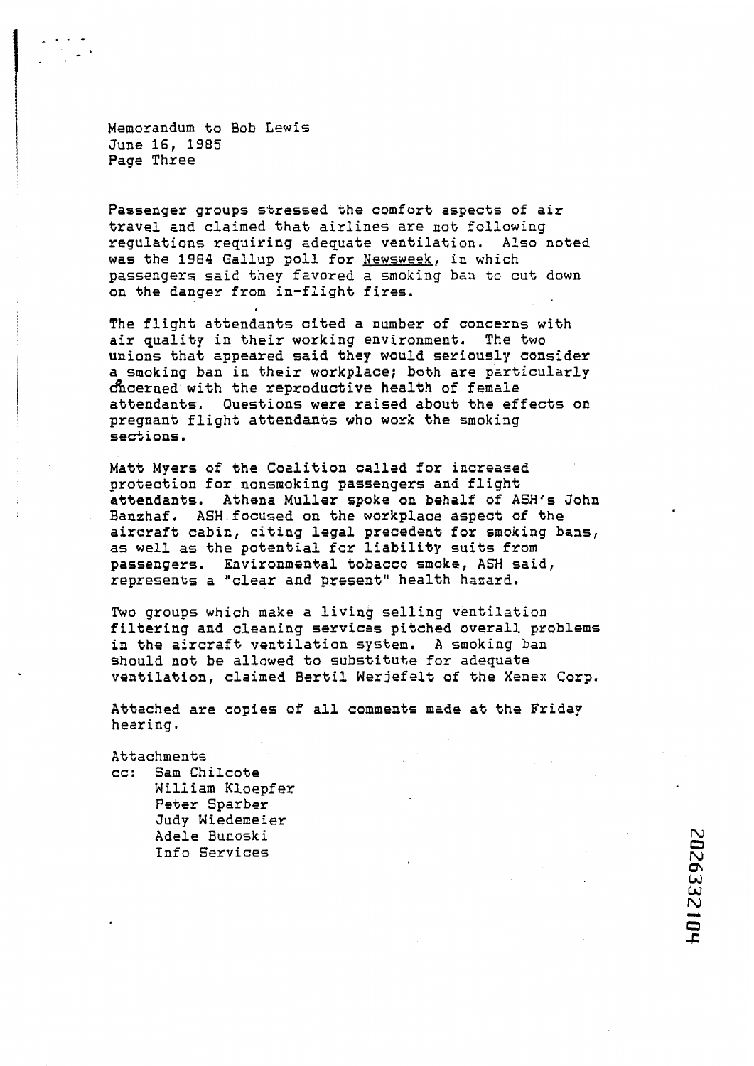Memorandum to Bob Lewis
June 16, 1985
Page Three

Passenger groups stressed the comfort aspects of air travel and claimed that airlines are not following regulations requiring adequate ventilation. Also noted was the 1984 Gallup poll for Newsweek, in which passengers said they favored a smoking ban to cut down on the danger from in-flight fires.

The flight attendants cited a number of concerns with air quality in their working environment. The two unions that appeared said they would seriously consider a smoking ban in their workplace; both are particularly concerned with the reproductive health of female attendants. Questions were raised about the effects on pregnant flight attendants who work the smoking sections.

Matt Myers of the Coalition called for increased protection for nonsmoking passengers and flight attendants. Athena Muller spoke on behalf of ASH's John Banzhaf. ASH focused on the workplace aspect of the aircraft cabin, citing legal precedent for smoking bans, as well as the potential for liability suits from passengers. Environmental tobacco smoke, ASH said, represents a "clear and present" health hazard.

Two groups which make a living selling ventilation filtering and cleaning services pitched overall problems in the aircraft ventilation system. A smoking ban should not be allowed to substitute for adequate ventilation, claimed Bertil Werjefelt of the Xenex Corp.

Attached are copies of all comments made at the Friday hearing.

Attachments
cc: Sam Chilcote
William Kloepfer
Peter Sparber
Judy Wiedemeier
Adele Bunoski
Info Services

2026332104